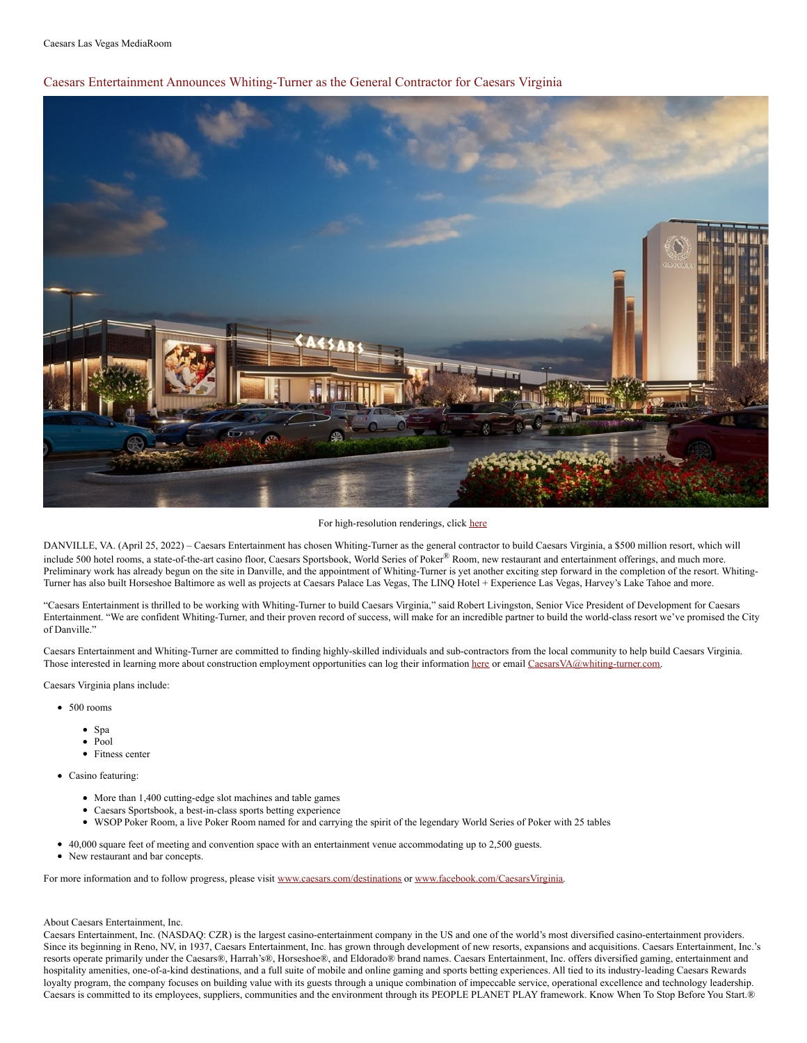Caesars Las Vegas MediaRoom

# Caesars Entertainment Announces Whiting-Turner as the General Contractor for Caesars Virginia

For high-resolution renderings, click here

DANVILLE, VA. (April 25, 2022) – Caesars Entertainment has chosen Whiting-Turner as the general contractor to build Caesars Virginia, a $500 million resort, which will include 500 hotel rooms, a state-of-the-art casino floor, Caesars Sportsbook, World Series of Poker® Room, new restaurant and entertainment offerings, and much more. Preliminary work has already begun on the site in Danville, and the appointment of Whiting-Turner is yet another exciting step forward in the completion of the resort. Whiting-Turner has also built Horseshoe Baltimore as well as projects at Caesars Palace Las Vegas, The LINQ Hotel + Experience Las Vegas, Harvey's Lake Tahoe and more.

"Caesars Entertainment is thrilled to be working with Whiting-Turner to build Caesars Virginia," said Robert Livingston, Senior Vice President of Development for Caesars Entertainment. "We are confident Whiting-Turner, and their proven record of success, will make for an incredible partner to build the world-class resort we've promised the City of Danville."

Caesars Entertainment and Whiting-Turner are committed to finding highly-skilled individuals and sub-contractors from the local community to help build Caesars Virginia. Those interested in learning more about construction employment opportunities can log their information here or email CaesarsVA@whiting-turner.com.

Caesars Virginia plans include:

- 500 rooms
  - Spa
  - Pool
  - Fitness center
- Casino featuring:
  - More than 1,400 cutting-edge slot machines and table games
  - Caesars Sportsbook, a best-in-class sports betting experience
  - WSOP Poker Room, a live Poker Room named for and carrying the spirit of the legendary World Series of Poker with 25 tables
- 40,000 square feet of meeting and convention space with an entertainment venue accommodating up to 2,500 guests.
- New restaurant and bar concepts.

For more information and to follow progress, please visit www.caesars.com/destinations or www.facebook.com/CaesarsVirginia.

About Caesars Entertainment, Inc.

Caesars Entertainment, Inc. (NASDAQ: CZR) is the largest casino-entertainment company in the US and one of the world's most diversified casino-entertainment providers. Since its beginning in Reno, NV, in 1937, Caesars Entertainment, Inc. has grown through development of new resorts, expansions and acquisitions. Caesars Entertainment, Inc.'s resorts operate primarily under the Caesars®, Harrah's®, Horseshoe®, and Eldorado® brand names. Caesars Entertainment, Inc. offers diversified gaming, entertainment and hospitality amenities, one-of-a-kind destinations, and a full suite of mobile and online gaming and sports betting experiences. All tied to its industry-leading Caesars Rewards loyalty program, the company focuses on building value with its guests through a unique combination of impeccable service, operational excellence and technology leadership. Caesars is committed to its employees, suppliers, communities and the environment through its PEOPLE PLANET PLAY framework. Know When To Stop Before You Start.®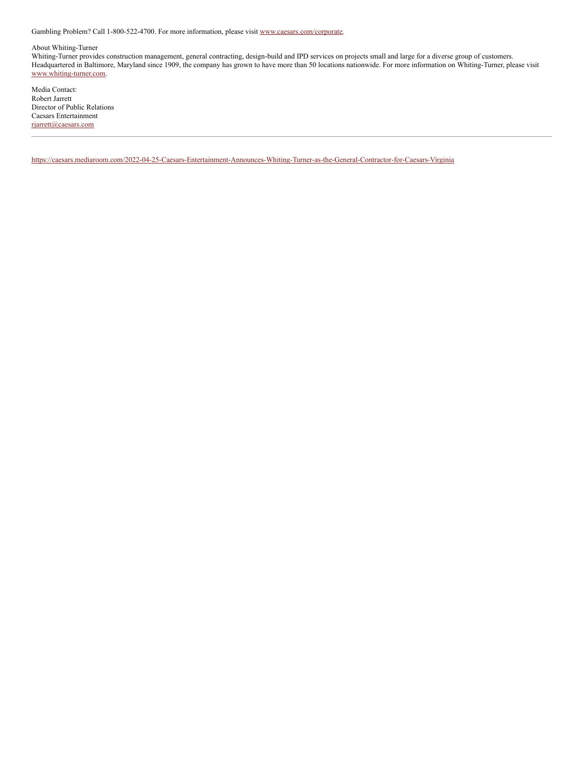Gambling Problem? Call 1-800-522-4700. For more information, please visit www.caesars.com/corporate.

About Whiting-Turner
Whiting-Turner provides construction management, general contracting, design-build and IPD services on projects small and large for a diverse group of customers. Headquartered in Baltimore, Maryland since 1909, the company has grown to have more than 50 locations nationwide. For more information on Whiting-Turner, please visit www.whiting-turner.com.

Media Contact:
Robert Jarrett
Director of Public Relations
Caesars Entertainment
rjarrett@caesars.com

---

https://caesars.mediaroom.com/2022-04-25-Caesars-Entertainment-Announces-Whiting-Turner-as-the-General-Contractor-for-Caesars-Virginia